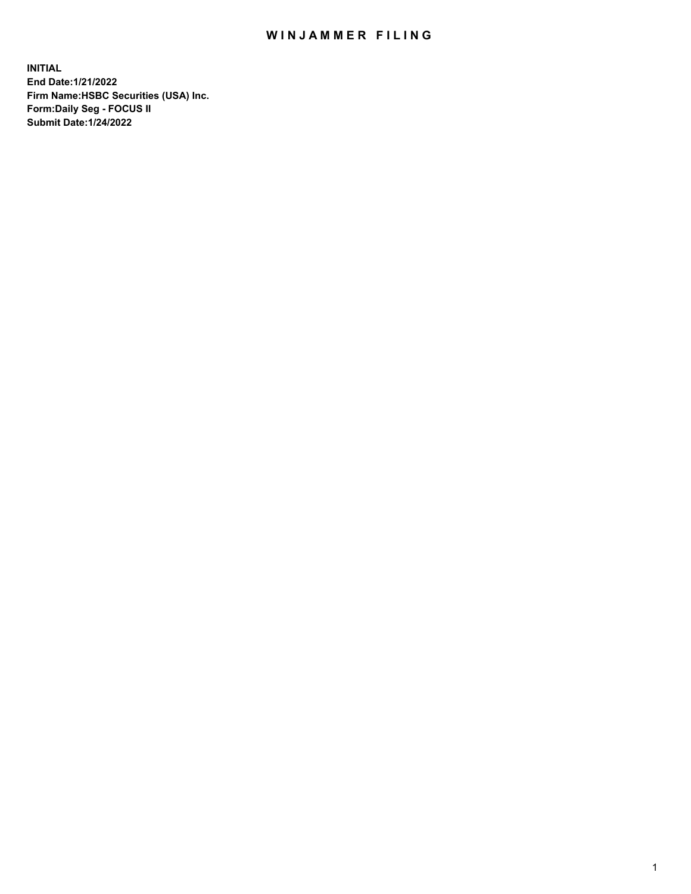# WINJAMMER FILING

**INITIAL**
**End Date:1/21/2022**
**Firm Name:HSBC Securities (USA) Inc.**
**Form:Daily Seg - FOCUS II**
**Submit Date:1/24/2022**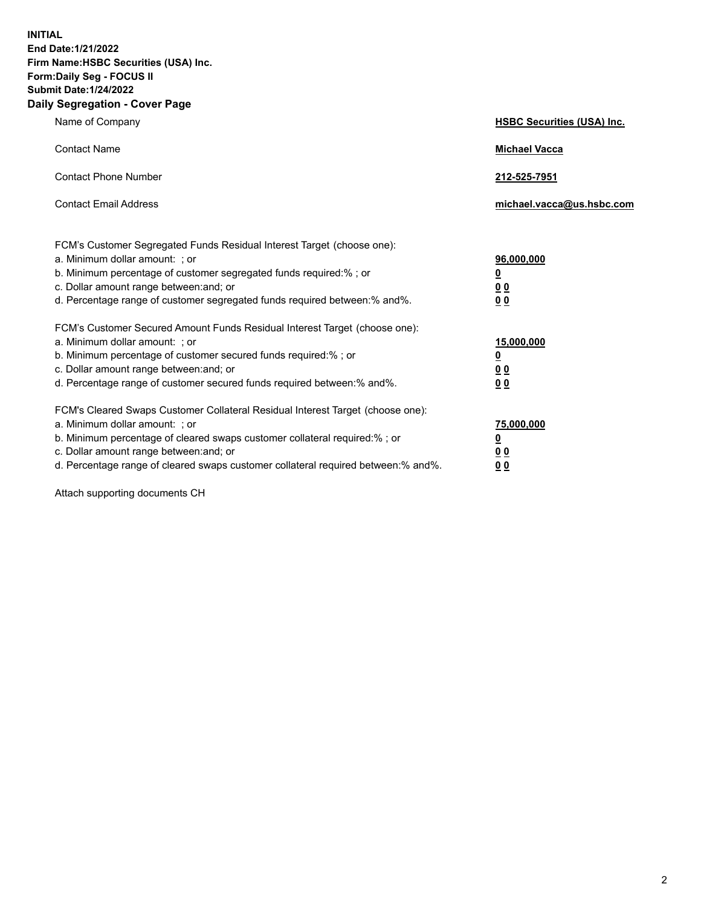**INITIAL**
**End Date:1/21/2022**
**Firm Name:HSBC Securities (USA) Inc.**
**Form:Daily Seg - FOCUS II**
**Submit Date:1/24/2022**

## Daily Segregation - Cover Page

| | |
|---|---|
| Name of Company | **HSBC Securities (USA) Inc.** |
| Contact Name | **Michael Vacca** |
| Contact Phone Number | **212-525-7951** |
| Contact Email Address | **michael.vacca@us.hsbc.com** |

| | |
|---|---|
| FCM's Customer Segregated Funds Residual Interest Target (choose one): | |
| a. Minimum dollar amount: ; or | **96,000,000** |
| b. Minimum percentage of customer segregated funds required:% ; or | **0** |
| c. Dollar amount range between:and; or | **0 0** |
| d. Percentage range of customer segregated funds required between:% and%. | **0 0** |
| FCM's Customer Secured Amount Funds Residual Interest Target (choose one): | |
| a. Minimum dollar amount: ; or | **15,000,000** |
| b. Minimum percentage of customer secured funds required:% ; or | **0** |
| c. Dollar amount range between:and; or | **0 0** |
| d. Percentage range of customer secured funds required between:% and%. | **0 0** |
| FCM's Cleared Swaps Customer Collateral Residual Interest Target (choose one): | |
| a. Minimum dollar amount: ; or | **75,000,000** |
| b. Minimum percentage of cleared swaps customer collateral required:% ; or | **0** |
| c. Dollar amount range between:and; or | **0 0** |
| d. Percentage range of cleared swaps customer collateral required between:% and%. | **0 0** |

Attach supporting documents CH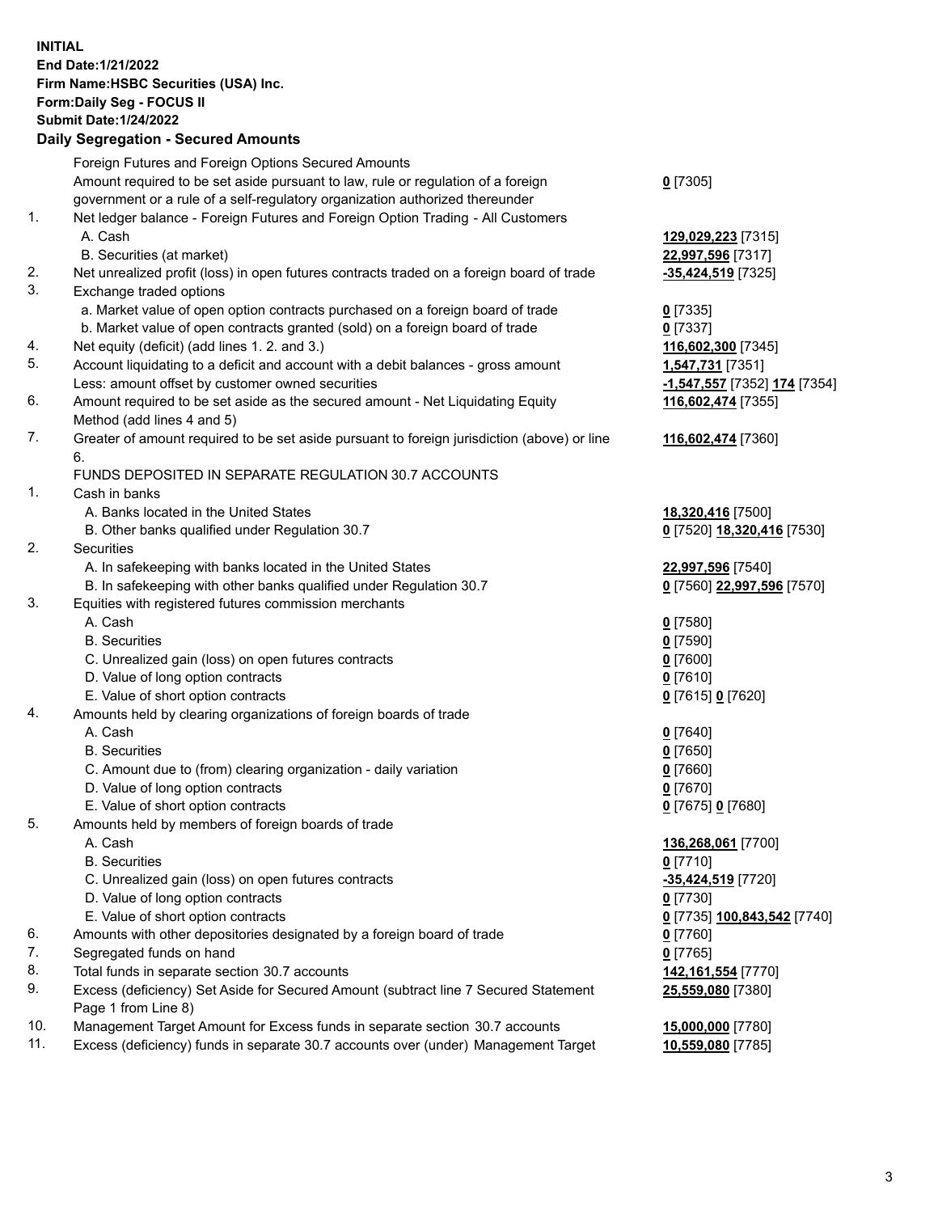**INITIAL**
**End Date:1/21/2022**
**Firm Name:HSBC Securities (USA) Inc.**
**Form:Daily Seg - FOCUS II**
**Submit Date:1/24/2022**

## Daily Segregation - Secured Amounts

| | | |
|---|---|---|
| | Foreign Futures and Foreign Options Secured Amounts | |
| | Amount required to be set aside pursuant to law, rule or regulation of a foreign government or a rule of a self-regulatory organization authorized thereunder | **0** [7305] |
| 1. | Net ledger balance - Foreign Futures and Foreign Option Trading - All Customers | |
| | A. Cash | **129,029,223** [7315] |
| | B. Securities (at market) | **22,997,596** [7317] |
| 2. | Net unrealized profit (loss) in open futures contracts traded on a foreign board of trade | **-35,424,519** [7325] |
| 3. | Exchange traded options | |
| | a. Market value of open option contracts purchased on a foreign board of trade | **0** [7335] |
| | b. Market value of open contracts granted (sold) on a foreign board of trade | **0** [7337] |
| 4. | Net equity (deficit) (add lines 1. 2. and 3.) | **116,602,300** [7345] |
| 5. | Account liquidating to a deficit and account with a debit balances - gross amount | **1,547,731** [7351] |
| | Less: amount offset by customer owned securities | **-1,547,557** [7352] **174** [7354] |
| 6. | Amount required to be set aside as the secured amount - Net Liquidating Equity Method (add lines 4 and 5) | **116,602,474** [7355] |
| 7. | Greater of amount required to be set aside pursuant to foreign jurisdiction (above) or line 6. | **116,602,474** [7360] |
| | FUNDS DEPOSITED IN SEPARATE REGULATION 30.7 ACCOUNTS | |
| 1. | Cash in banks | |
| | A. Banks located in the United States | **18,320,416** [7500] |
| | B. Other banks qualified under Regulation 30.7 | **0** [7520] **18,320,416** [7530] |
| 2. | Securities | |
| | A. In safekeeping with banks located in the United States | **22,997,596** [7540] |
| | B. In safekeeping with other banks qualified under Regulation 30.7 | **0** [7560] **22,997,596** [7570] |
| 3. | Equities with registered futures commission merchants | |
| | A. Cash | **0** [7580] |
| | B. Securities | **0** [7590] |
| | C. Unrealized gain (loss) on open futures contracts | **0** [7600] |
| | D. Value of long option contracts | **0** [7610] |
| | E. Value of short option contracts | **0** [7615] **0** [7620] |
| 4. | Amounts held by clearing organizations of foreign boards of trade | |
| | A. Cash | **0** [7640] |
| | B. Securities | **0** [7650] |
| | C. Amount due to (from) clearing organization - daily variation | **0** [7660] |
| | D. Value of long option contracts | **0** [7670] |
| | E. Value of short option contracts | **0** [7675] **0** [7680] |
| 5. | Amounts held by members of foreign boards of trade | |
| | A. Cash | **136,268,061** [7700] |
| | B. Securities | **0** [7710] |
| | C. Unrealized gain (loss) on open futures contracts | **-35,424,519** [7720] |
| | D. Value of long option contracts | **0** [7730] |
| | E. Value of short option contracts | **0** [7735] **100,843,542** [7740] |
| 6. | Amounts with other depositories designated by a foreign board of trade | **0** [7760] |
| 7. | Segregated funds on hand | **0** [7765] |
| 8. | Total funds in separate section 30.7 accounts | **142,161,554** [7770] |
| 9. | Excess (deficiency) Set Aside for Secured Amount (subtract line 7 Secured Statement Page 1 from Line 8) | **25,559,080** [7380] |
| 10. | Management Target Amount for Excess funds in separate section 30.7 accounts | **15,000,000** [7780] |
| 11. | Excess (deficiency) funds in separate 30.7 accounts over (under) Management Target | **10,559,080** [7785] |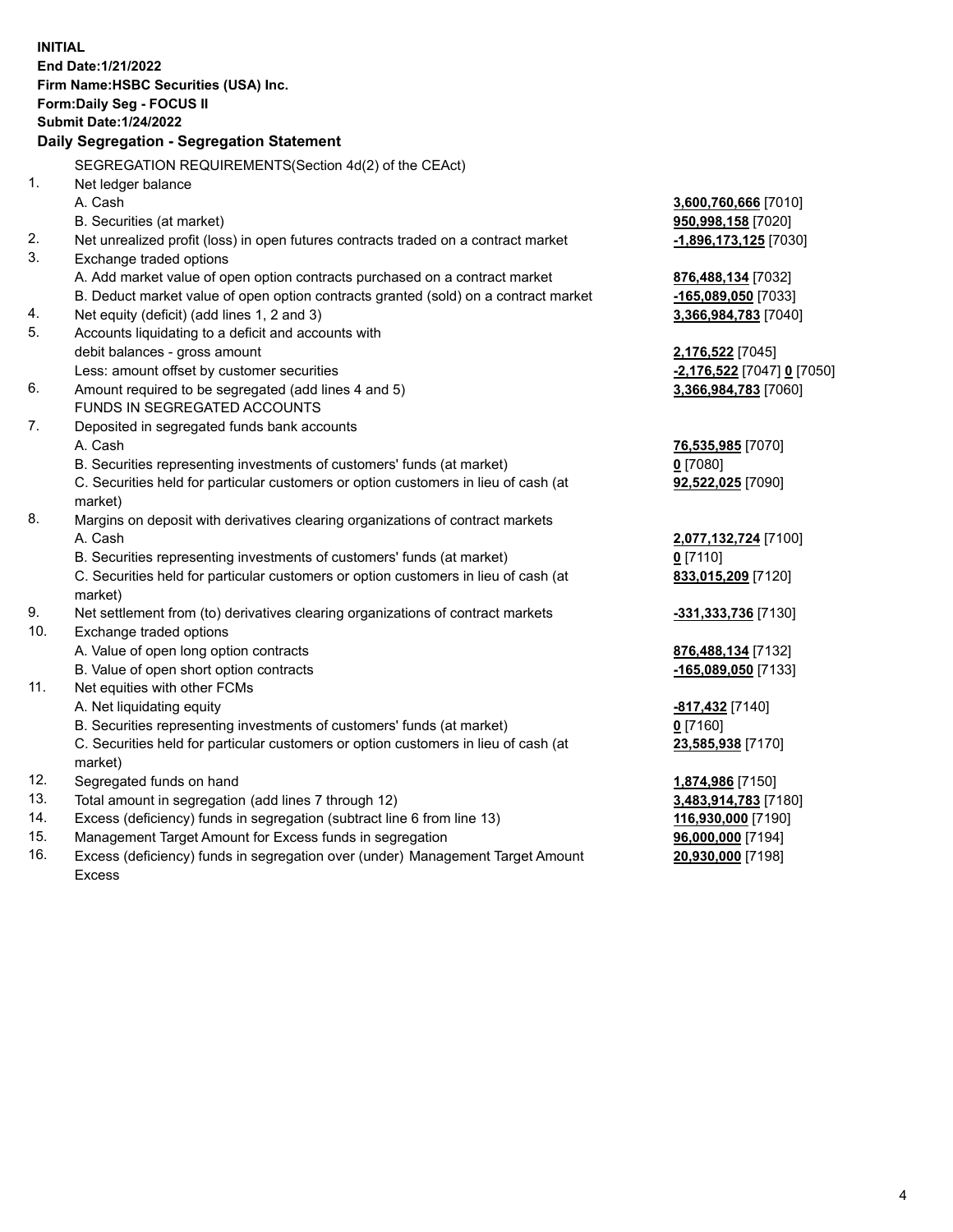**INITIAL**
**End Date:1/21/2022**
**Firm Name:HSBC Securities (USA) Inc.**
**Form:Daily Seg - FOCUS II**
**Submit Date:1/24/2022**

## Daily Segregation - Segregation Statement

| | | |
|---|---|---|
| | SEGREGATION REQUIREMENTS(Section 4d(2) of the CEAct) | |
| 1. | Net ledger balance | |
| | A. Cash | **3,600,760,666** [7010] |
| | B. Securities (at market) | **950,998,158** [7020] |
| 2. | Net unrealized profit (loss) in open futures contracts traded on a contract market | **-1,896,173,125** [7030] |
| 3. | Exchange traded options | |
| | A. Add market value of open option contracts purchased on a contract market | **876,488,134** [7032] |
| | B. Deduct market value of open option contracts granted (sold) on a contract market | **-165,089,050** [7033] |
| 4. | Net equity (deficit) (add lines 1, 2 and 3) | **3,366,984,783** [7040] |
| 5. | Accounts liquidating to a deficit and accounts with debit balances - gross amount | **2,176,522** [7045] |
| | Less: amount offset by customer securities | **-2,176,522** [7047] **0** [7050] |
| 6. | Amount required to be segregated (add lines 4 and 5) | **3,366,984,783** [7060] |
| | FUNDS IN SEGREGATED ACCOUNTS | |
| 7. | Deposited in segregated funds bank accounts | |
| | A. Cash | **76,535,985** [7070] |
| | B. Securities representing investments of customers' funds (at market) | **0** [7080] |
| | C. Securities held for particular customers or option customers in lieu of cash (at market) | **92,522,025** [7090] |
| 8. | Margins on deposit with derivatives clearing organizations of contract markets | |
| | A. Cash | **2,077,132,724** [7100] |
| | B. Securities representing investments of customers' funds (at market) | **0** [7110] |
| | C. Securities held for particular customers or option customers in lieu of cash (at market) | **833,015,209** [7120] |
| 9. | Net settlement from (to) derivatives clearing organizations of contract markets | **-331,333,736** [7130] |
| 10. | Exchange traded options | |
| | A. Value of open long option contracts | **876,488,134** [7132] |
| | B. Value of open short option contracts | **-165,089,050** [7133] |
| 11. | Net equities with other FCMs | |
| | A. Net liquidating equity | **-817,432** [7140] |
| | B. Securities representing investments of customers' funds (at market) | **0** [7160] |
| | C. Securities held for particular customers or option customers in lieu of cash (at market) | **23,585,938** [7170] |
| 12. | Segregated funds on hand | **1,874,986** [7150] |
| 13. | Total amount in segregation (add lines 7 through 12) | **3,483,914,783** [7180] |
| 14. | Excess (deficiency) funds in segregation (subtract line 6 from line 13) | **116,930,000** [7190] |
| 15. | Management Target Amount for Excess funds in segregation | **96,000,000** [7194] |
| 16. | Excess (deficiency) funds in segregation over (under) Management Target Amount Excess | **20,930,000** [7198] |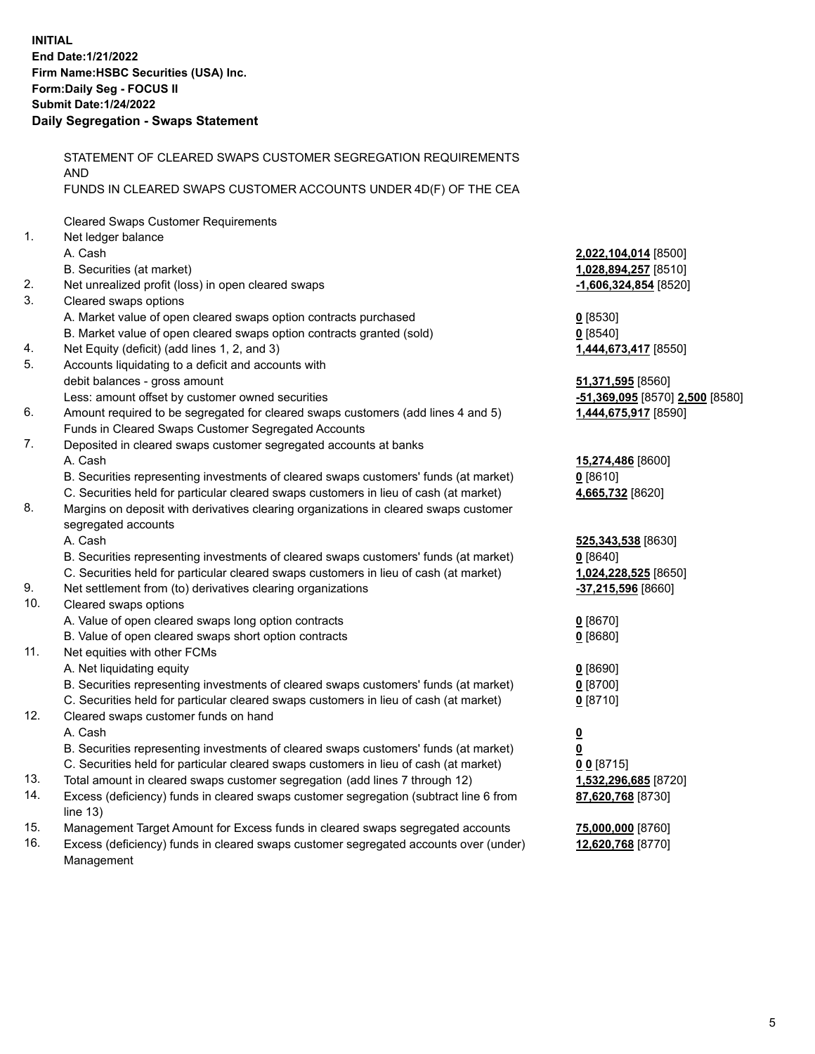**INITIAL**
**End Date:1/21/2022**
**Firm Name:HSBC Securities (USA) Inc.**
**Form:Daily Seg - FOCUS II**
**Submit Date:1/24/2022**
**Daily Segregation - Swaps Statement**

STATEMENT OF CLEARED SWAPS CUSTOMER SEGREGATION REQUIREMENTS AND FUNDS IN CLEARED SWAPS CUSTOMER ACCOUNTS UNDER 4D(F) OF THE CEA

| | | |
|---|---|---|
| | Cleared Swaps Customer Requirements | |
| 1. | Net ledger balance | |
| | A. Cash | **2,022,104,014** [8500] |
| | B. Securities (at market) | **1,028,894,257** [8510] |
| 2. | Net unrealized profit (loss) in open cleared swaps | **-1,606,324,854** [8520] |
| 3. | Cleared swaps options | |
| | A. Market value of open cleared swaps option contracts purchased | **0** [8530] |
| | B. Market value of open cleared swaps option contracts granted (sold) | **0** [8540] |
| 4. | Net Equity (deficit) (add lines 1, 2, and 3) | **1,444,673,417** [8550] |
| 5. | Accounts liquidating to a deficit and accounts with debit balances - gross amount | **51,371,595** [8560] |
| | Less: amount offset by customer owned securities | **-51,369,095** [8570] **2,500** [8580] |
| 6. | Amount required to be segregated for cleared swaps customers (add lines 4 and 5) | **1,444,675,917** [8590] |
| | Funds in Cleared Swaps Customer Segregated Accounts | |
| 7. | Deposited in cleared swaps customer segregated accounts at banks | |
| | A. Cash | **15,274,486** [8600] |
| | B. Securities representing investments of cleared swaps customers' funds (at market) | **0** [8610] |
| | C. Securities held for particular cleared swaps customers in lieu of cash (at market) | **4,665,732** [8620] |
| 8. | Margins on deposit with derivatives clearing organizations in cleared swaps customer segregated accounts | |
| | A. Cash | **525,343,538** [8630] |
| | B. Securities representing investments of cleared swaps customers' funds (at market) | **0** [8640] |
| | C. Securities held for particular cleared swaps customers in lieu of cash (at market) | **1,024,228,525** [8650] |
| 9. | Net settlement from (to) derivatives clearing organizations | **-37,215,596** [8660] |
| 10. | Cleared swaps options | |
| | A. Value of open cleared swaps long option contracts | **0** [8670] |
| | B. Value of open cleared swaps short option contracts | **0** [8680] |
| 11. | Net equities with other FCMs | |
| | A. Net liquidating equity | **0** [8690] |
| | B. Securities representing investments of cleared swaps customers' funds (at market) | **0** [8700] |
| | C. Securities held for particular cleared swaps customers in lieu of cash (at market) | **0** [8710] |
| 12. | Cleared swaps customer funds on hand | |
| | A. Cash | **0** |
| | B. Securities representing investments of cleared swaps customers' funds (at market) | **0** |
| | C. Securities held for particular cleared swaps customers in lieu of cash (at market) | **0** **0** [8715] |
| 13. | Total amount in cleared swaps customer segregation (add lines 7 through 12) | **1,532,296,685** [8720] |
| 14. | Excess (deficiency) funds in cleared swaps customer segregation (subtract line 6 from line 13) | **87,620,768** [8730] |
| 15. | Management Target Amount for Excess funds in cleared swaps segregated accounts | **75,000,000** [8760] |
| 16. | Excess (deficiency) funds in cleared swaps customer segregated accounts over (under) Management | **12,620,768** [8770] |